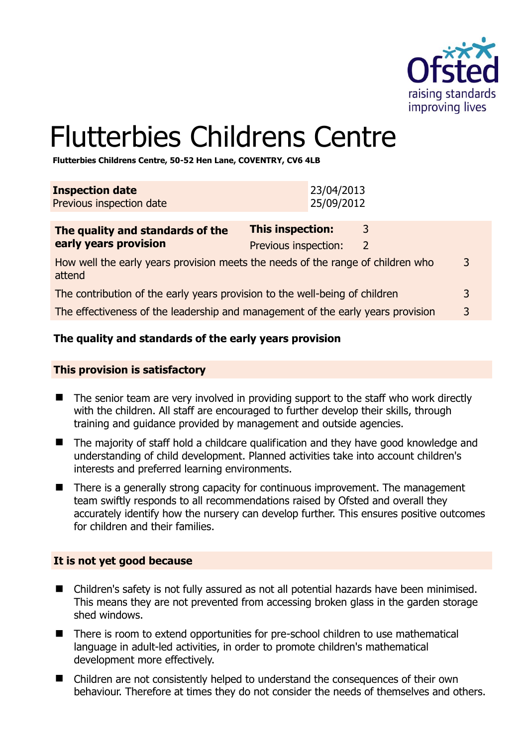# Flutterbies Childrens Centre

**Flutterbies Childrens Centre, 50-52 Hen Lane, COVENTRY, CV6 4LB**

| **Inspection date** | 23/04/2013 |
|---|---|
| Previous inspection date | 25/09/2012 |

| **The quality and standards of the early years provision** | **This inspection:** 3 | |
|---|---|---|
| | Previous inspection: 2 | |
| How well the early years provision meets the needs of the range of children who attend | | 3 |
| The contribution of the early years provision to the well-being of children | | 3 |
| The effectiveness of the leadership and management of the early years provision | | 3 |

## The quality and standards of the early years provision

### This provision is satisfactory

- The senior team are very involved in providing support to the staff who work directly with the children. All staff are encouraged to further develop their skills, through training and guidance provided by management and outside agencies.
- The majority of staff hold a childcare qualification and they have good knowledge and understanding of child development. Planned activities take into account children's interests and preferred learning environments.
- There is a generally strong capacity for continuous improvement. The management team swiftly responds to all recommendations raised by Ofsted and overall they accurately identify how the nursery can develop further. This ensures positive outcomes for children and their families.

### It is not yet good because

- Children's safety is not fully assured as not all potential hazards have been minimised. This means they are not prevented from accessing broken glass in the garden storage shed windows.
- There is room to extend opportunities for pre-school children to use mathematical language in adult-led activities, in order to promote children's mathematical development more effectively.
- Children are not consistently helped to understand the consequences of their own behaviour. Therefore at times they do not consider the needs of themselves and others.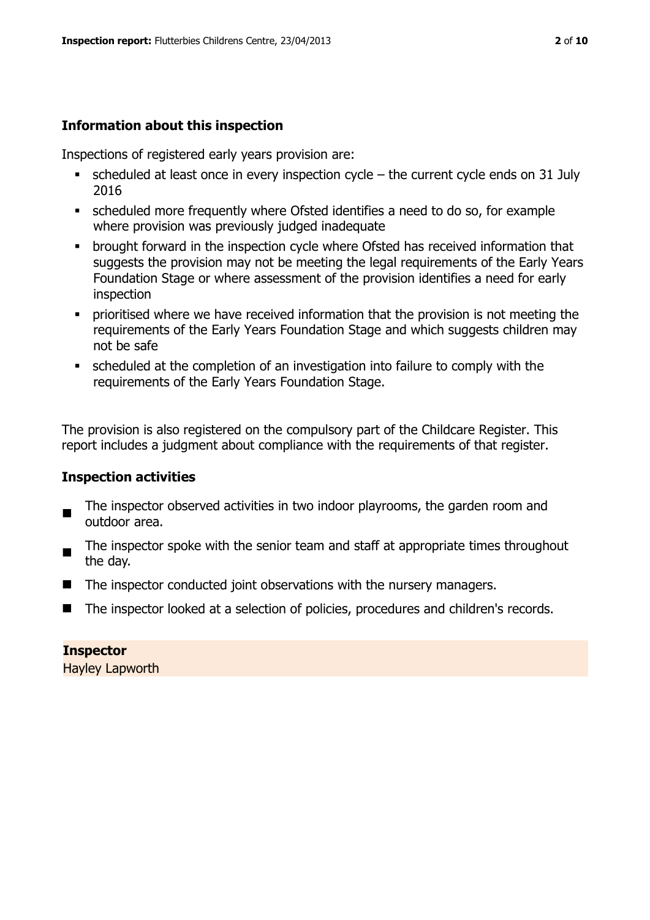## Information about this inspection

Inspections of registered early years provision are:

- scheduled at least once in every inspection cycle – the current cycle ends on 31 July 2016
- scheduled more frequently where Ofsted identifies a need to do so, for example where provision was previously judged inadequate
- brought forward in the inspection cycle where Ofsted has received information that suggests the provision may not be meeting the legal requirements of the Early Years Foundation Stage or where assessment of the provision identifies a need for early inspection
- prioritised where we have received information that the provision is not meeting the requirements of the Early Years Foundation Stage and which suggests children may not be safe
- scheduled at the completion of an investigation into failure to comply with the requirements of the Early Years Foundation Stage.

The provision is also registered on the compulsory part of the Childcare Register. This report includes a judgment about compliance with the requirements of that register.

## Inspection activities

- The inspector observed activities in two indoor playrooms, the garden room and outdoor area.
- The inspector spoke with the senior team and staff at appropriate times throughout the day.
- The inspector conducted joint observations with the nursery managers.
- The inspector looked at a selection of policies, procedures and children's records.

**Inspector**
Hayley Lapworth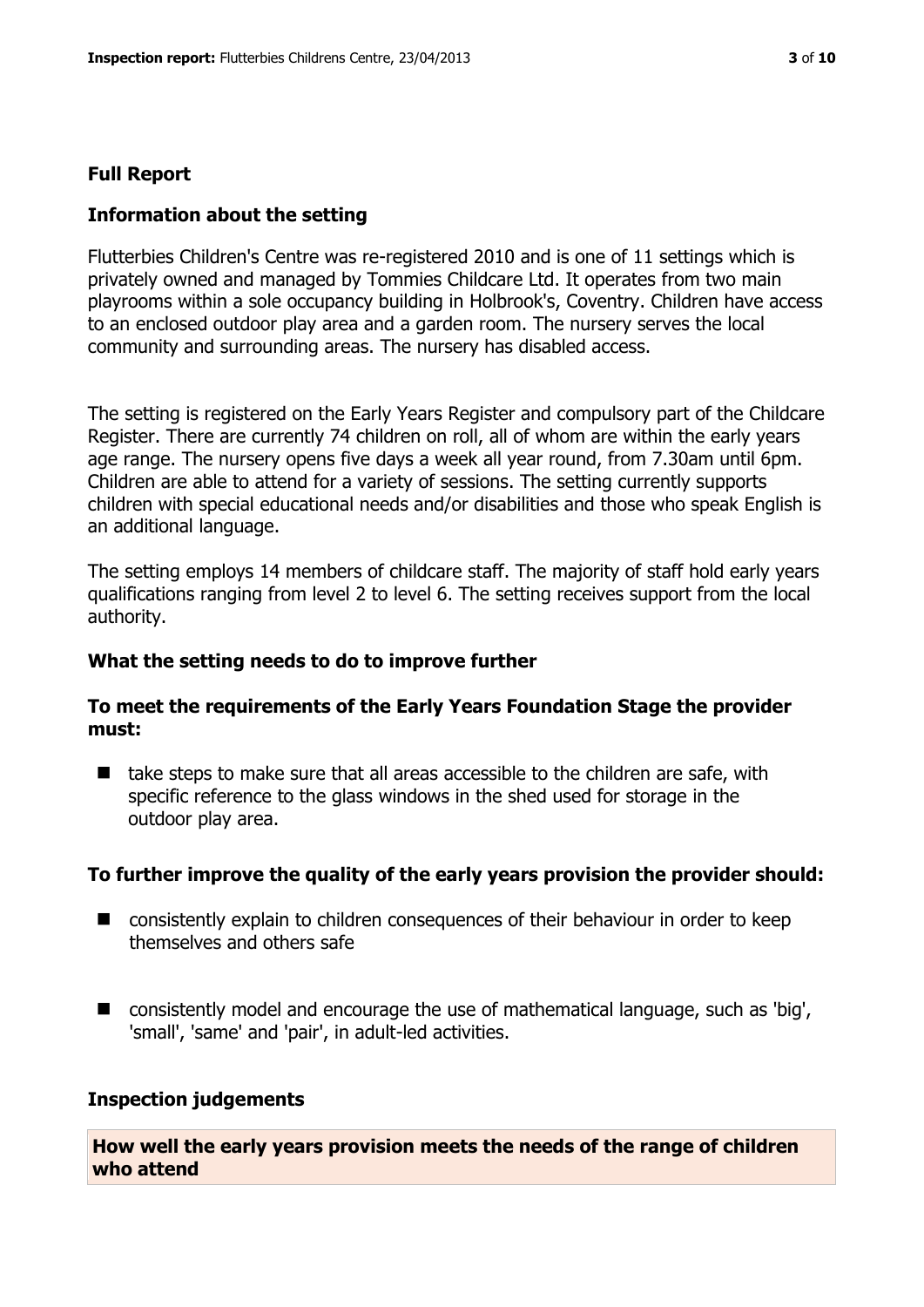## Full Report

### Information about the setting

Flutterbies Children's Centre was re-registered 2010 and is one of 11 settings which is privately owned and managed by Tommies Childcare Ltd. It operates from two main playrooms within a sole occupancy building in Holbrook's, Coventry. Children have access to an enclosed outdoor play area and a garden room. The nursery serves the local community and surrounding areas. The nursery has disabled access.

The setting is registered on the Early Years Register and compulsory part of the Childcare Register. There are currently 74 children on roll, all of whom are within the early years age range. The nursery opens five days a week all year round, from 7.30am until 6pm. Children are able to attend for a variety of sessions. The setting currently supports children with special educational needs and/or disabilities and those who speak English is an additional language.

The setting employs 14 members of childcare staff. The majority of staff hold early years qualifications ranging from level 2 to level 6. The setting receives support from the local authority.

### What the setting needs to do to improve further

#### To meet the requirements of the Early Years Foundation Stage the provider must:

- take steps to make sure that all areas accessible to the children are safe, with specific reference to the glass windows in the shed used for storage in the outdoor play area.

#### To further improve the quality of the early years provision the provider should:

- consistently explain to children consequences of their behaviour in order to keep themselves and others safe
- consistently model and encourage the use of mathematical language, such as 'big', 'small', 'same' and 'pair', in adult-led activities.

### Inspection judgements

#### How well the early years provision meets the needs of the range of children who attend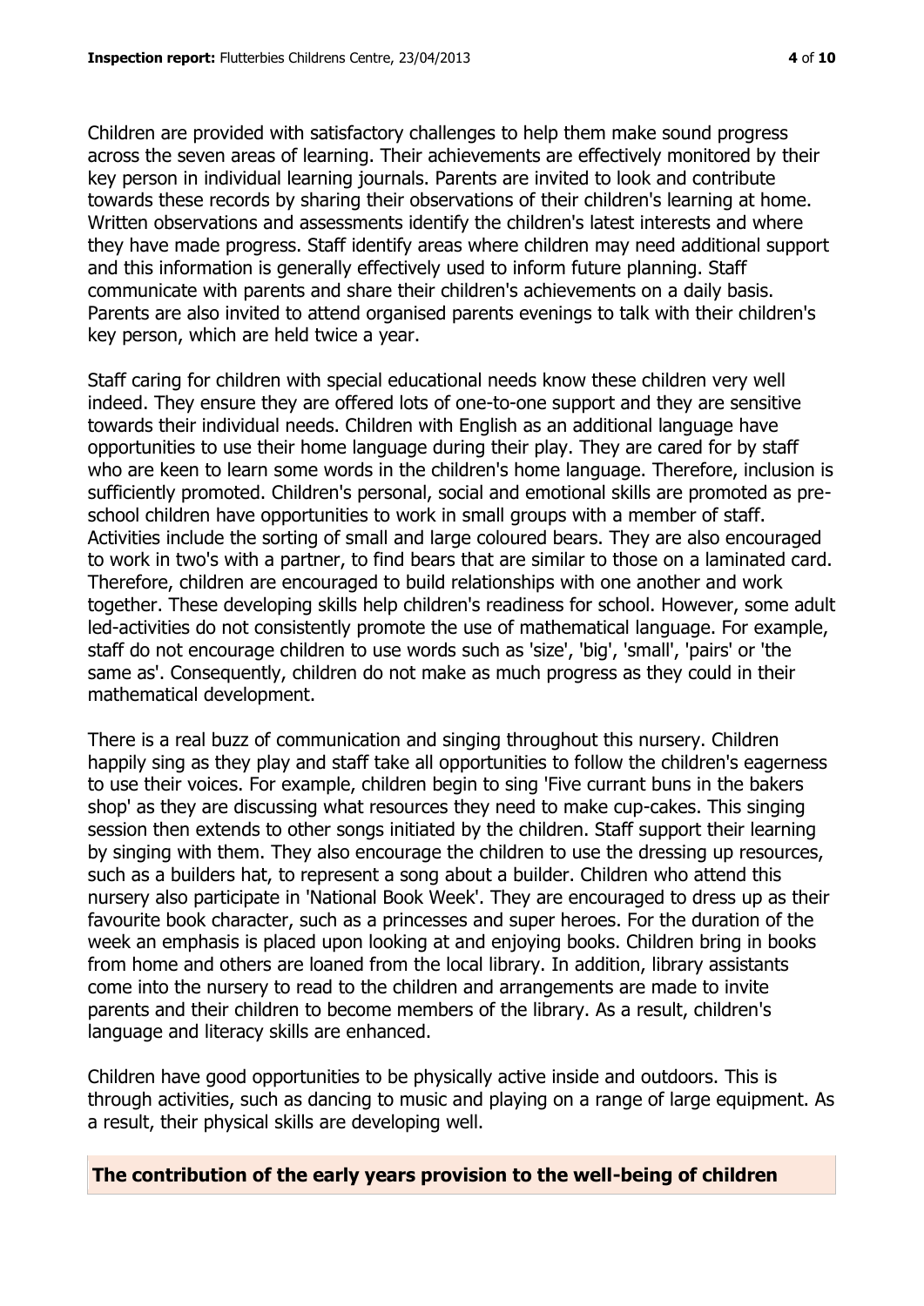Children are provided with satisfactory challenges to help them make sound progress across the seven areas of learning. Their achievements are effectively monitored by their key person in individual learning journals. Parents are invited to look and contribute towards these records by sharing their observations of their children's learning at home. Written observations and assessments identify the children's latest interests and where they have made progress. Staff identify areas where children may need additional support and this information is generally effectively used to inform future planning. Staff communicate with parents and share their children's achievements on a daily basis. Parents are also invited to attend organised parents evenings to talk with their children's key person, which are held twice a year.

Staff caring for children with special educational needs know these children very well indeed. They ensure they are offered lots of one-to-one support and they are sensitive towards their individual needs. Children with English as an additional language have opportunities to use their home language during their play. They are cared for by staff who are keen to learn some words in the children's home language. Therefore, inclusion is sufficiently promoted. Children's personal, social and emotional skills are promoted as pre-school children have opportunities to work in small groups with a member of staff. Activities include the sorting of small and large coloured bears. They are also encouraged to work in two's with a partner, to find bears that are similar to those on a laminated card. Therefore, children are encouraged to build relationships with one another and work together. These developing skills help children's readiness for school. However, some adult led-activities do not consistently promote the use of mathematical language. For example, staff do not encourage children to use words such as 'size', 'big', 'small', 'pairs' or 'the same as'. Consequently, children do not make as much progress as they could in their mathematical development.

There is a real buzz of communication and singing throughout this nursery. Children happily sing as they play and staff take all opportunities to follow the children's eagerness to use their voices. For example, children begin to sing 'Five currant buns in the bakers shop' as they are discussing what resources they need to make cup-cakes. This singing session then extends to other songs initiated by the children. Staff support their learning by singing with them. They also encourage the children to use the dressing up resources, such as a builders hat, to represent a song about a builder. Children who attend this nursery also participate in 'National Book Week'. They are encouraged to dress up as their favourite book character, such as a princesses and super heroes. For the duration of the week an emphasis is placed upon looking at and enjoying books. Children bring in books from home and others are loaned from the local library. In addition, library assistants come into the nursery to read to the children and arrangements are made to invite parents and their children to become members of the library. As a result, children's language and literacy skills are enhanced.

Children have good opportunities to be physically active inside and outdoors. This is through activities, such as dancing to music and playing on a range of large equipment. As a result, their physical skills are developing well.

## The contribution of the early years provision to the well-being of children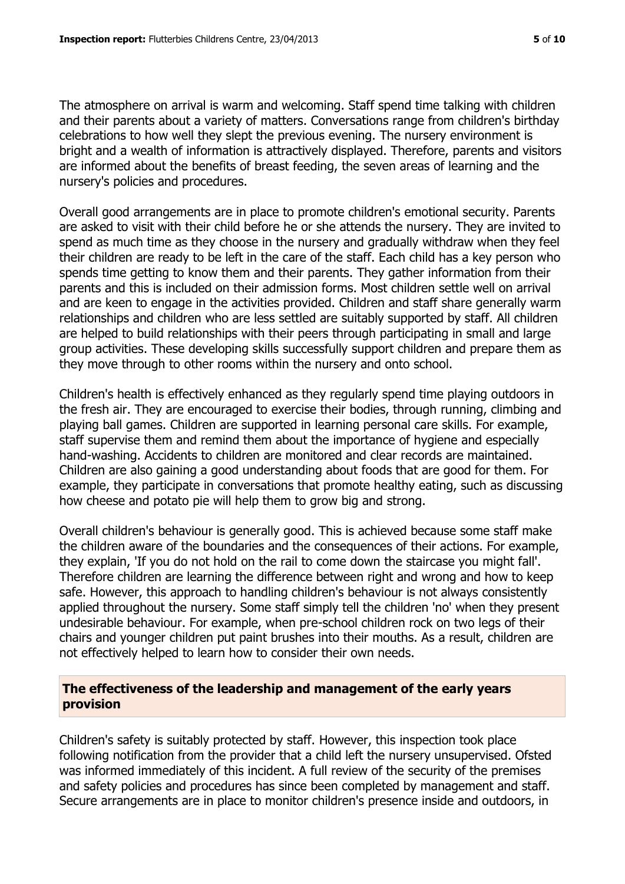The atmosphere on arrival is warm and welcoming. Staff spend time talking with children and their parents about a variety of matters. Conversations range from children's birthday celebrations to how well they slept the previous evening. The nursery environment is bright and a wealth of information is attractively displayed. Therefore, parents and visitors are informed about the benefits of breast feeding, the seven areas of learning and the nursery's policies and procedures.

Overall good arrangements are in place to promote children's emotional security. Parents are asked to visit with their child before he or she attends the nursery. They are invited to spend as much time as they choose in the nursery and gradually withdraw when they feel their children are ready to be left in the care of the staff. Each child has a key person who spends time getting to know them and their parents. They gather information from their parents and this is included on their admission forms. Most children settle well on arrival and are keen to engage in the activities provided. Children and staff share generally warm relationships and children who are less settled are suitably supported by staff. All children are helped to build relationships with their peers through participating in small and large group activities. These developing skills successfully support children and prepare them as they move through to other rooms within the nursery and onto school.

Children's health is effectively enhanced as they regularly spend time playing outdoors in the fresh air. They are encouraged to exercise their bodies, through running, climbing and playing ball games. Children are supported in learning personal care skills. For example, staff supervise them and remind them about the importance of hygiene and especially hand-washing. Accidents to children are monitored and clear records are maintained. Children are also gaining a good understanding about foods that are good for them. For example, they participate in conversations that promote healthy eating, such as discussing how cheese and potato pie will help them to grow big and strong.

Overall children's behaviour is generally good. This is achieved because some staff make the children aware of the boundaries and the consequences of their actions. For example, they explain, 'If you do not hold on the rail to come down the staircase you might fall'. Therefore children are learning the difference between right and wrong and how to keep safe. However, this approach to handling children's behaviour is not always consistently applied throughout the nursery. Some staff simply tell the children 'no' when they present undesirable behaviour. For example, when pre-school children rock on two legs of their chairs and younger children put paint brushes into their mouths. As a result, children are not effectively helped to learn how to consider their own needs.

## The effectiveness of the leadership and management of the early years provision

Children's safety is suitably protected by staff. However, this inspection took place following notification from the provider that a child left the nursery unsupervised. Ofsted was informed immediately of this incident. A full review of the security of the premises and safety policies and procedures has since been completed by management and staff. Secure arrangements are in place to monitor children's presence inside and outdoors, in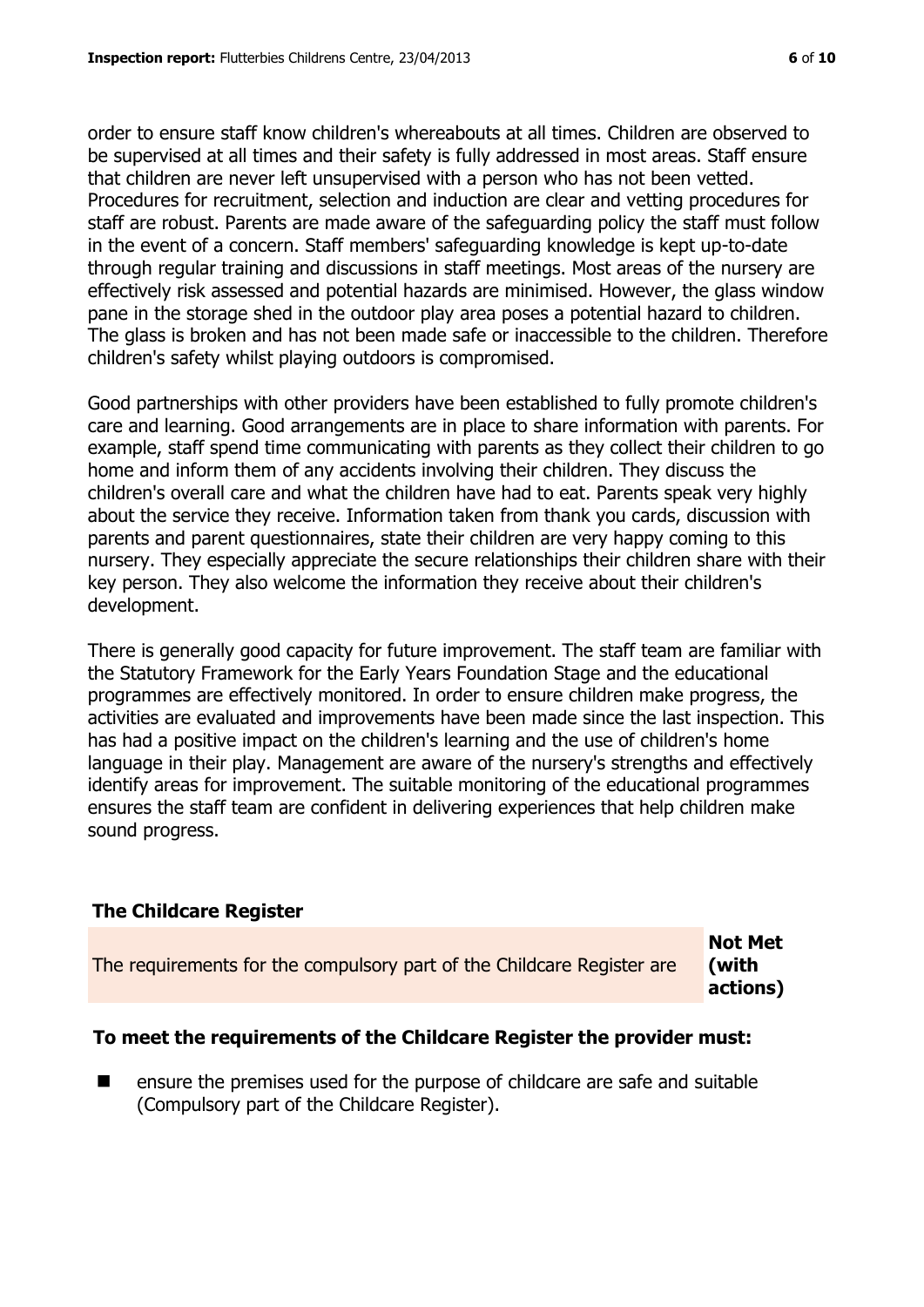order to ensure staff know children's whereabouts at all times. Children are observed to be supervised at all times and their safety is fully addressed in most areas. Staff ensure that children are never left unsupervised with a person who has not been vetted. Procedures for recruitment, selection and induction are clear and vetting procedures for staff are robust. Parents are made aware of the safeguarding policy the staff must follow in the event of a concern. Staff members' safeguarding knowledge is kept up-to-date through regular training and discussions in staff meetings. Most areas of the nursery are effectively risk assessed and potential hazards are minimised. However, the glass window pane in the storage shed in the outdoor play area poses a potential hazard to children. The glass is broken and has not been made safe or inaccessible to the children. Therefore children's safety whilst playing outdoors is compromised.

Good partnerships with other providers have been established to fully promote children's care and learning. Good arrangements are in place to share information with parents. For example, staff spend time communicating with parents as they collect their children to go home and inform them of any accidents involving their children. They discuss the children's overall care and what the children have had to eat. Parents speak very highly about the service they receive. Information taken from thank you cards, discussion with parents and parent questionnaires, state their children are very happy coming to this nursery. They especially appreciate the secure relationships their children share with their key person. They also welcome the information they receive about their children's development.

There is generally good capacity for future improvement. The staff team are familiar with the Statutory Framework for the Early Years Foundation Stage and the educational programmes are effectively monitored. In order to ensure children make progress, the activities are evaluated and improvements have been made since the last inspection. This has had a positive impact on the children's learning and the use of children's home language in their play. Management are aware of the nursery's strengths and effectively identify areas for improvement. The suitable monitoring of the educational programmes ensures the staff team are confident in delivering experiences that help children make sound progress.

### The Childcare Register

| | |
|---|---|
| The requirements for the compulsory part of the Childcare Register are | **Not Met (with actions)** |

### To meet the requirements of the Childcare Register the provider must:

- ensure the premises used for the purpose of childcare are safe and suitable (Compulsory part of the Childcare Register).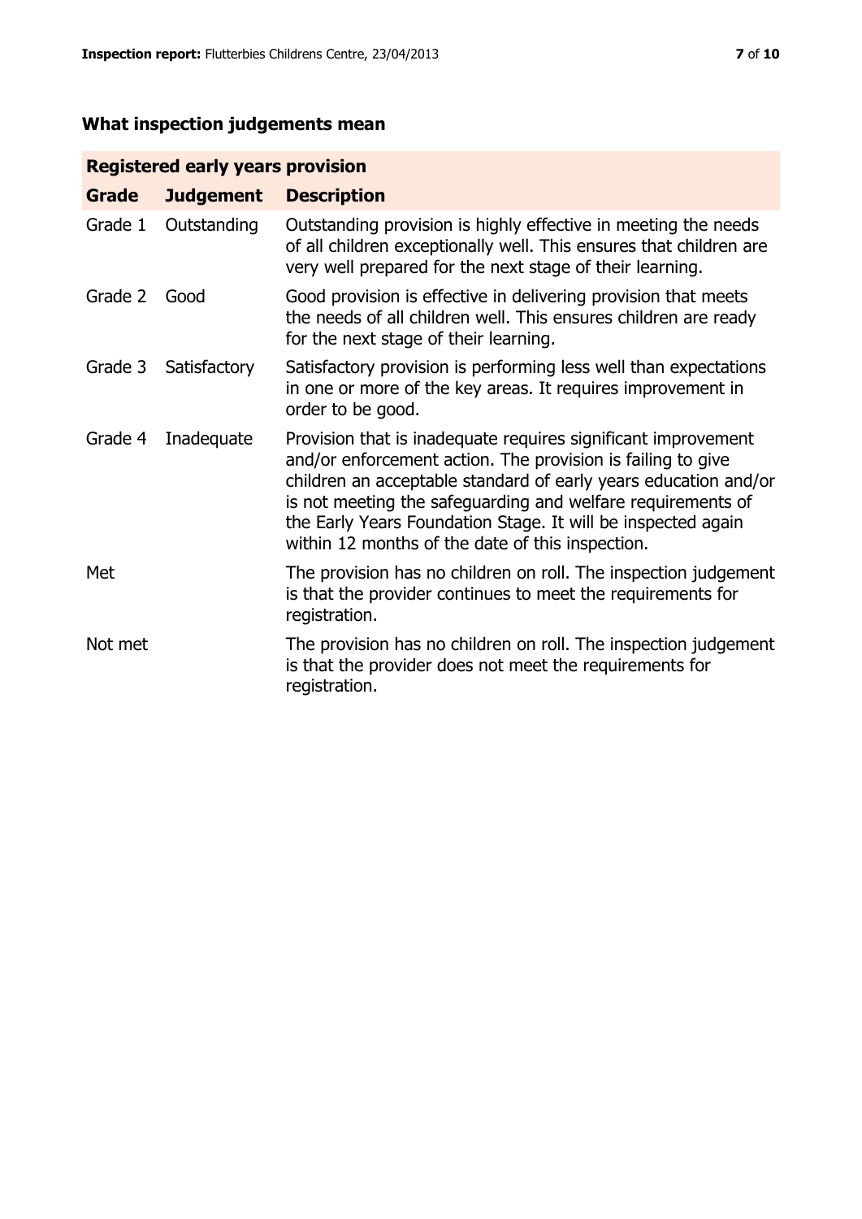## What inspection judgements mean

| Registered early years provision | | |
|---|---|---|
| **Grade** | **Judgement** | **Description** |
| Grade 1 | Outstanding | Outstanding provision is highly effective in meeting the needs of all children exceptionally well. This ensures that children are very well prepared for the next stage of their learning. |
| Grade 2 | Good | Good provision is effective in delivering provision that meets the needs of all children well. This ensures children are ready for the next stage of their learning. |
| Grade 3 | Satisfactory | Satisfactory provision is performing less well than expectations in one or more of the key areas. It requires improvement in order to be good. |
| Grade 4 | Inadequate | Provision that is inadequate requires significant improvement and/or enforcement action. The provision is failing to give children an acceptable standard of early years education and/or is not meeting the safeguarding and welfare requirements of the Early Years Foundation Stage. It will be inspected again within 12 months of the date of this inspection. |
| Met | | The provision has no children on roll. The inspection judgement is that the provider continues to meet the requirements for registration. |
| Not met | | The provision has no children on roll. The inspection judgement is that the provider does not meet the requirements for registration. |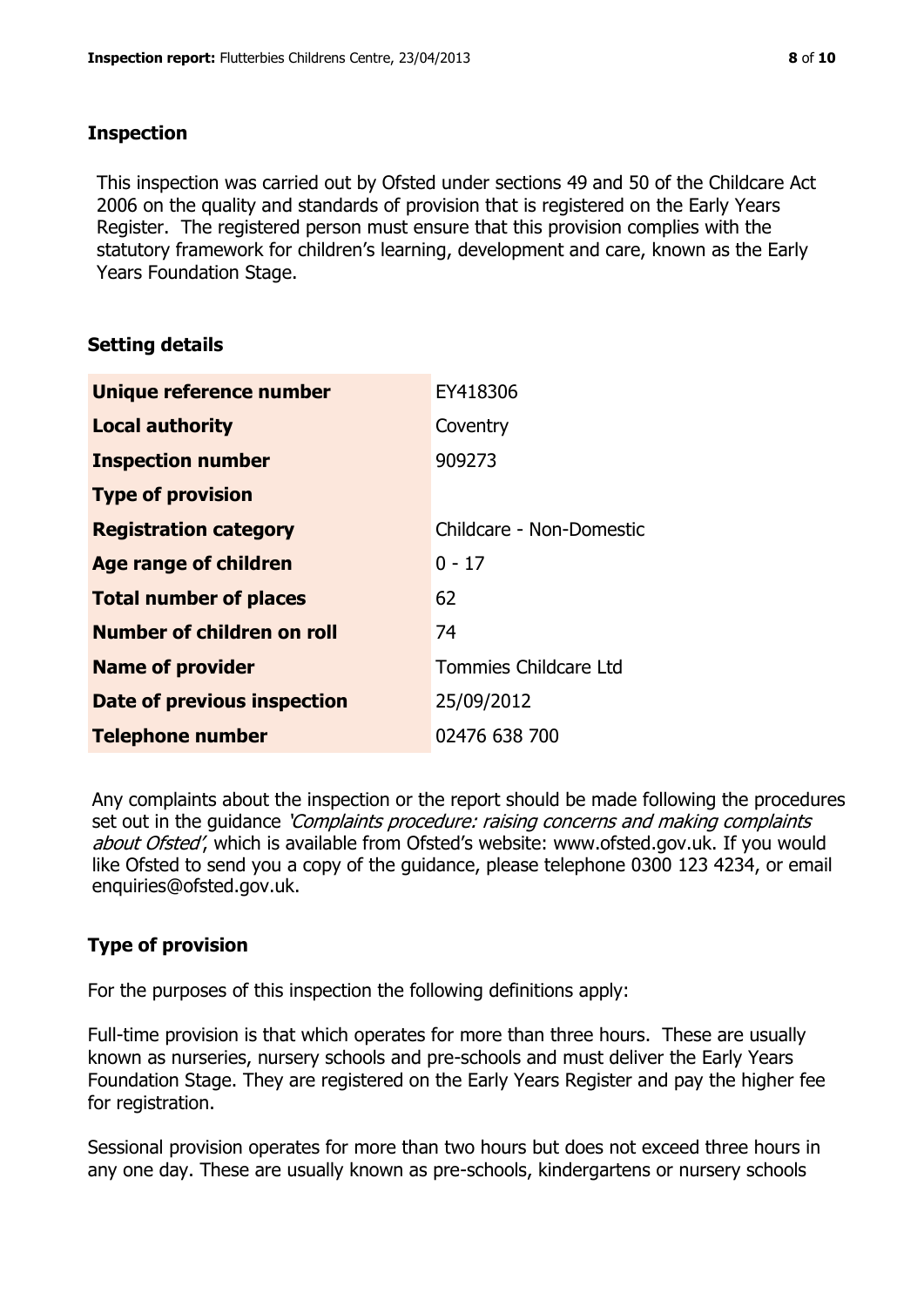## Inspection

This inspection was carried out by Ofsted under sections 49 and 50 of the Childcare Act 2006 on the quality and standards of provision that is registered on the Early Years Register. The registered person must ensure that this provision complies with the statutory framework for children's learning, development and care, known as the Early Years Foundation Stage.

## Setting details

| | |
|---|---|
| **Unique reference number** | EY418306 |
| **Local authority** | Coventry |
| **Inspection number** | 909273 |
| **Type of provision** | |
| **Registration category** | Childcare - Non-Domestic |
| **Age range of children** | 0 - 17 |
| **Total number of places** | 62 |
| **Number of children on roll** | 74 |
| **Name of provider** | Tommies Childcare Ltd |
| **Date of previous inspection** | 25/09/2012 |
| **Telephone number** | 02476 638 700 |

Any complaints about the inspection or the report should be made following the procedures set out in the guidance *'Complaints procedure: raising concerns and making complaints about Ofsted'*, which is available from Ofsted's website: www.ofsted.gov.uk. If you would like Ofsted to send you a copy of the guidance, please telephone 0300 123 4234, or email enquiries@ofsted.gov.uk.

## Type of provision

For the purposes of this inspection the following definitions apply:

Full-time provision is that which operates for more than three hours. These are usually known as nurseries, nursery schools and pre-schools and must deliver the Early Years Foundation Stage. They are registered on the Early Years Register and pay the higher fee for registration.

Sessional provision operates for more than two hours but does not exceed three hours in any one day. These are usually known as pre-schools, kindergartens or nursery schools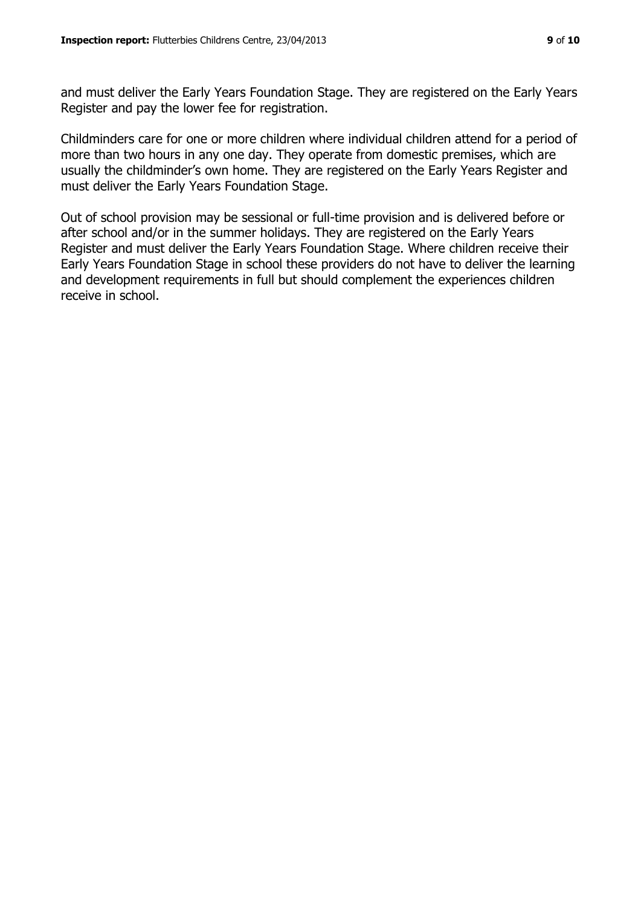and must deliver the Early Years Foundation Stage. They are registered on the Early Years Register and pay the lower fee for registration.

Childminders care for one or more children where individual children attend for a period of more than two hours in any one day. They operate from domestic premises, which are usually the childminder's own home. They are registered on the Early Years Register and must deliver the Early Years Foundation Stage.

Out of school provision may be sessional or full-time provision and is delivered before or after school and/or in the summer holidays. They are registered on the Early Years Register and must deliver the Early Years Foundation Stage. Where children receive their Early Years Foundation Stage in school these providers do not have to deliver the learning and development requirements in full but should complement the experiences children receive in school.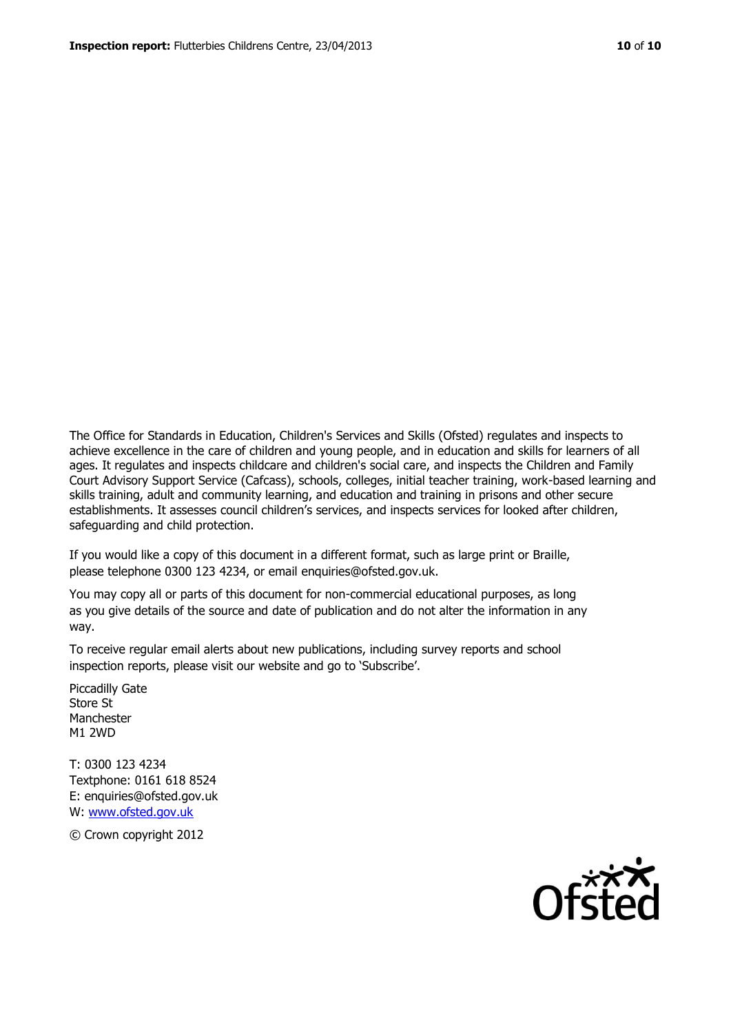The Office for Standards in Education, Children's Services and Skills (Ofsted) regulates and inspects to achieve excellence in the care of children and young people, and in education and skills for learners of all ages. It regulates and inspects childcare and children's social care, and inspects the Children and Family Court Advisory Support Service (Cafcass), schools, colleges, initial teacher training, work-based learning and skills training, adult and community learning, and education and training in prisons and other secure establishments. It assesses council children's services, and inspects services for looked after children, safeguarding and child protection.

If you would like a copy of this document in a different format, such as large print or Braille, please telephone 0300 123 4234, or email enquiries@ofsted.gov.uk.

You may copy all or parts of this document for non-commercial educational purposes, as long as you give details of the source and date of publication and do not alter the information in any way.

To receive regular email alerts about new publications, including survey reports and school inspection reports, please visit our website and go to 'Subscribe'.

Piccadilly Gate
Store St
Manchester
M1 2WD

T: 0300 123 4234
Textphone: 0161 618 8524
E: enquiries@ofsted.gov.uk
W: www.ofsted.gov.uk

© Crown copyright 2012

Ofsted